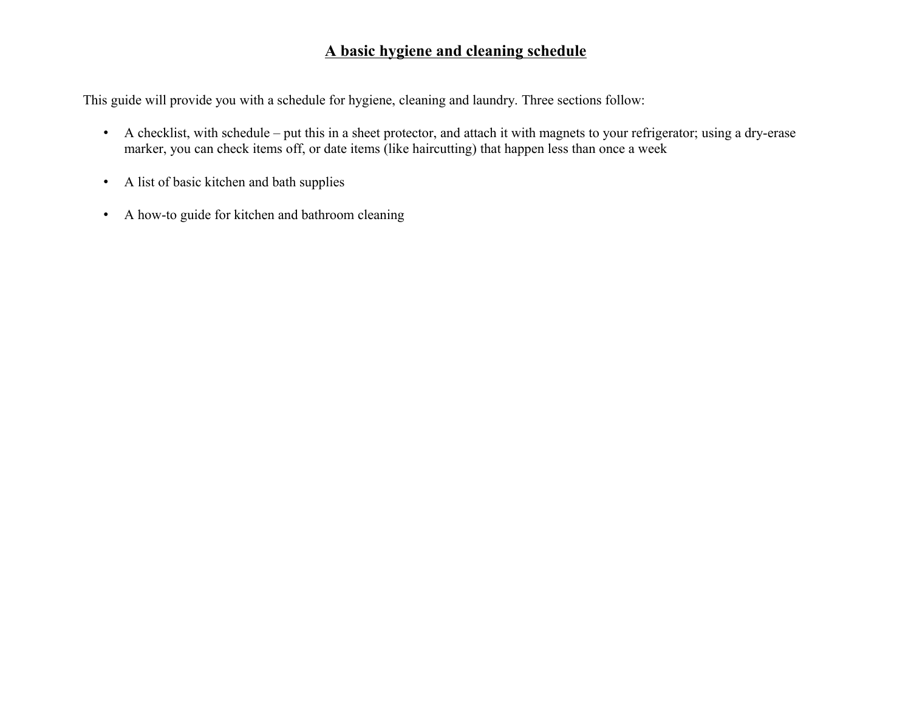# A basic hygiene and cleaning schedule

This guide will provide you with a schedule for hygiene, cleaning and laundry. Three sections follow:

- A checklist, with schedule – put this in a sheet protector, and attach it with magnets to your refrigerator; using a dry-erase marker, you can check items off, or date items (like haircutting) that happen less than once a week

- A list of basic kitchen and bath supplies

- A how-to guide for kitchen and bathroom cleaning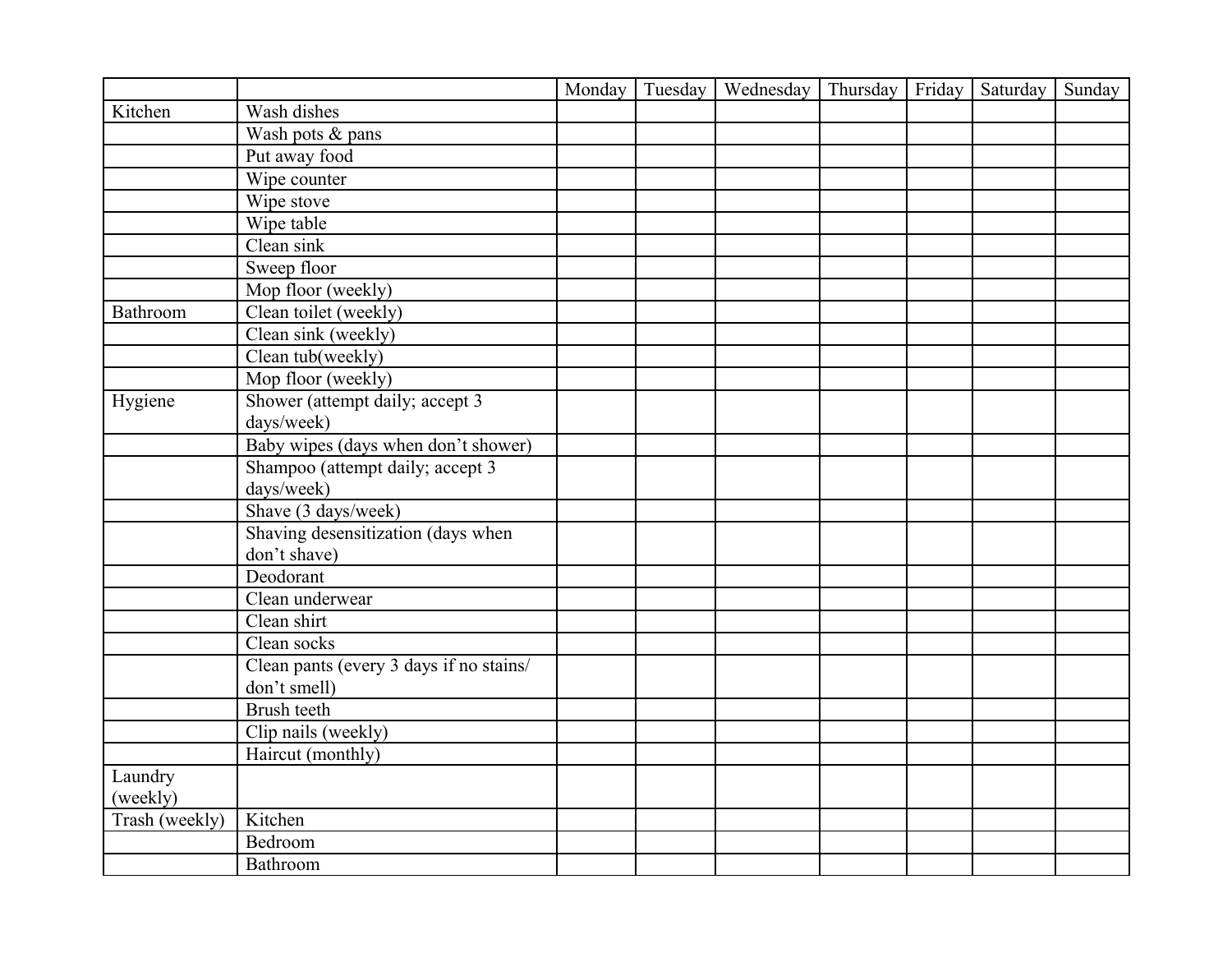| | | Monday | Tuesday | Wednesday | Thursday | Friday | Saturday | Sunday |
|---|---|---|---|---|---|---|---|---|
| Kitchen | Wash dishes | | | | | | | |
| | Wash pots & pans | | | | | | | |
| | Put away food | | | | | | | |
| | Wipe counter | | | | | | | |
| | Wipe stove | | | | | | | |
| | Wipe table | | | | | | | |
| | Clean sink | | | | | | | |
| | Sweep floor | | | | | | | |
| | Mop floor (weekly) | | | | | | | |
| Bathroom | Clean toilet (weekly) | | | | | | | |
| | Clean sink (weekly) | | | | | | | |
| | Clean tub(weekly) | | | | | | | |
| | Mop floor (weekly) | | | | | | | |
| Hygiene | Shower (attempt daily; accept 3 days/week) | | | | | | | |
| | Baby wipes (days when don't shower) | | | | | | | |
| | Shampoo (attempt daily; accept 3 days/week) | | | | | | | |
| | Shave (3 days/week) | | | | | | | |
| | Shaving desensitization (days when don't shave) | | | | | | | |
| | Deodorant | | | | | | | |
| | Clean underwear | | | | | | | |
| | Clean shirt | | | | | | | |
| | Clean socks | | | | | | | |
| | Clean pants (every 3 days if no stains/ don't smell) | | | | | | | |
| | Brush teeth | | | | | | | |
| | Clip nails (weekly) | | | | | | | |
| | Haircut (monthly) | | | | | | | |
| Laundry (weekly) | | | | | | | | |
| Trash (weekly) | Kitchen | | | | | | | |
| | Bedroom | | | | | | | |
| | Bathroom | | | | | | | |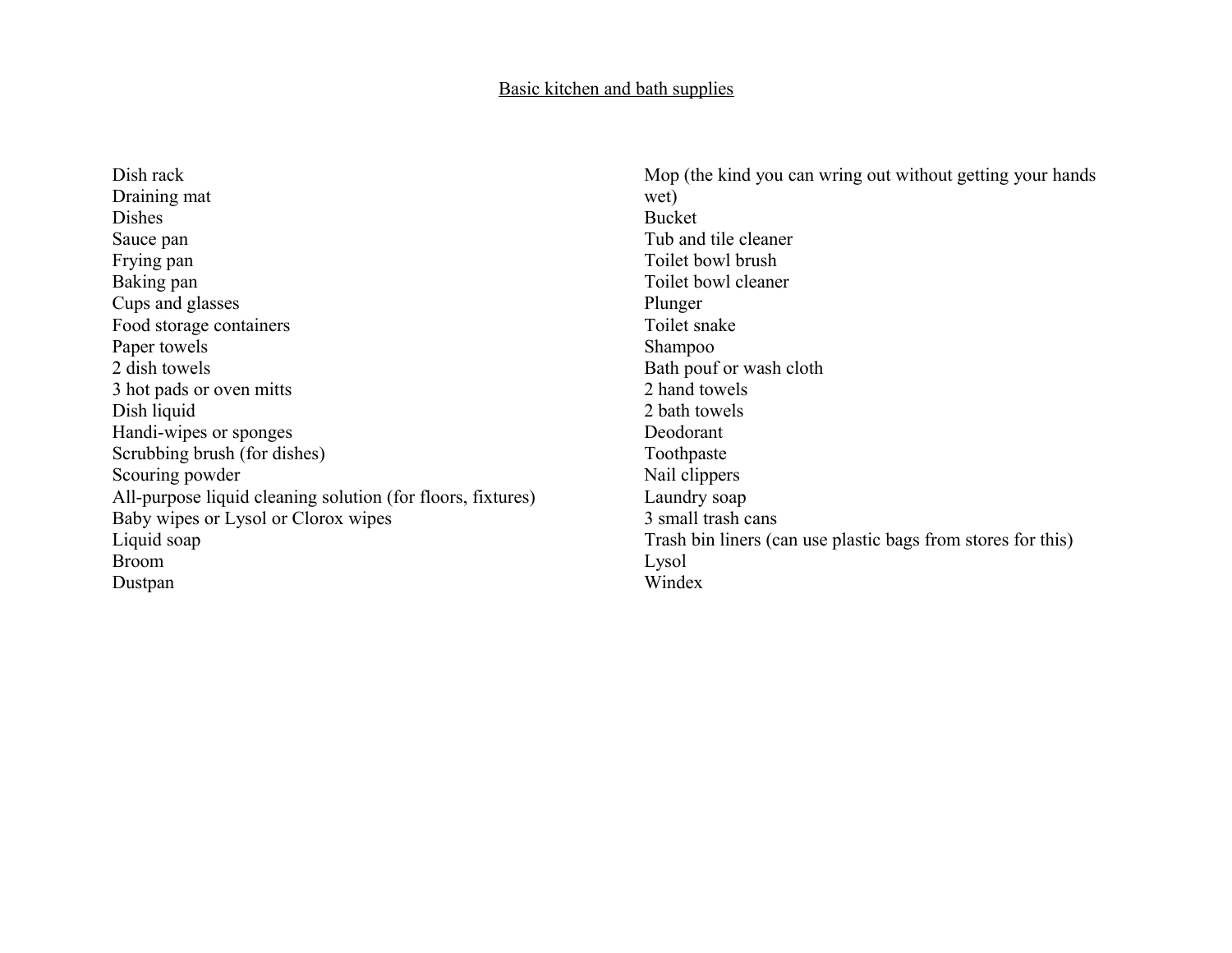<u>Basic kitchen and bath supplies</u>

Dish rack
Draining mat
Dishes
Sauce pan
Frying pan
Baking pan
Cups and glasses
Food storage containers
Paper towels
2 dish towels
3 hot pads or oven mitts
Dish liquid
Handi-wipes or sponges
Scrubbing brush (for dishes)
Scouring powder
All-purpose liquid cleaning solution (for floors, fixtures)
Baby wipes or Lysol or Clorox wipes
Liquid soap
Broom
Dustpan
Mop (the kind you can wring out without getting your hands wet)
Bucket
Tub and tile cleaner
Toilet bowl brush
Toilet bowl cleaner
Plunger
Toilet snake
Shampoo
Bath pouf or wash cloth
2 hand towels
2 bath towels
Deodorant
Toothpaste
Nail clippers
Laundry soap
3 small trash cans
Trash bin liners (can use plastic bags from stores for this)
Lysol
Windex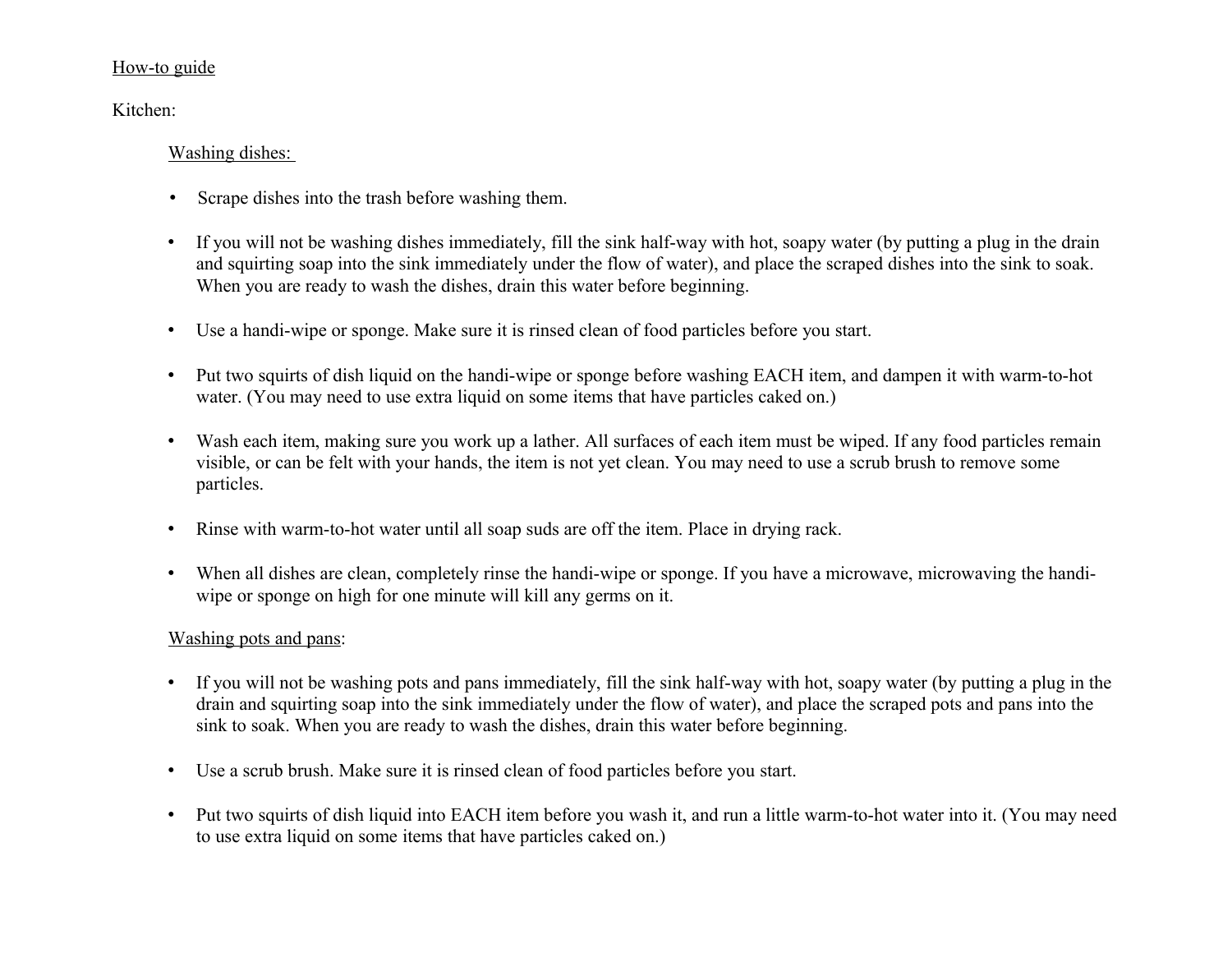<u>How-to guide</u>

Kitchen:

<u>Washing dishes:</u>

- Scrape dishes into the trash before washing them.

- If you will not be washing dishes immediately, fill the sink half-way with hot, soapy water (by putting a plug in the drain and squirting soap into the sink immediately under the flow of water), and place the scraped dishes into the sink to soak. When you are ready to wash the dishes, drain this water before beginning.

- Use a handi-wipe or sponge. Make sure it is rinsed clean of food particles before you start.

- Put two squirts of dish liquid on the handi-wipe or sponge before washing EACH item, and dampen it with warm-to-hot water. (You may need to use extra liquid on some items that have particles caked on.)

- Wash each item, making sure you work up a lather. All surfaces of each item must be wiped. If any food particles remain visible, or can be felt with your hands, the item is not yet clean. You may need to use a scrub brush to remove some particles.

- Rinse with warm-to-hot water until all soap suds are off the item. Place in drying rack.

- When all dishes are clean, completely rinse the handi-wipe or sponge. If you have a microwave, microwaving the handi-wipe or sponge on high for one minute will kill any germs on it.

<u>Washing pots and pans</u>:

- If you will not be washing pots and pans immediately, fill the sink half-way with hot, soapy water (by putting a plug in the drain and squirting soap into the sink immediately under the flow of water), and place the scraped pots and pans into the sink to soak. When you are ready to wash the dishes, drain this water before beginning.

- Use a scrub brush. Make sure it is rinsed clean of food particles before you start.

- Put two squirts of dish liquid into EACH item before you wash it, and run a little warm-to-hot water into it. (You may need to use extra liquid on some items that have particles caked on.)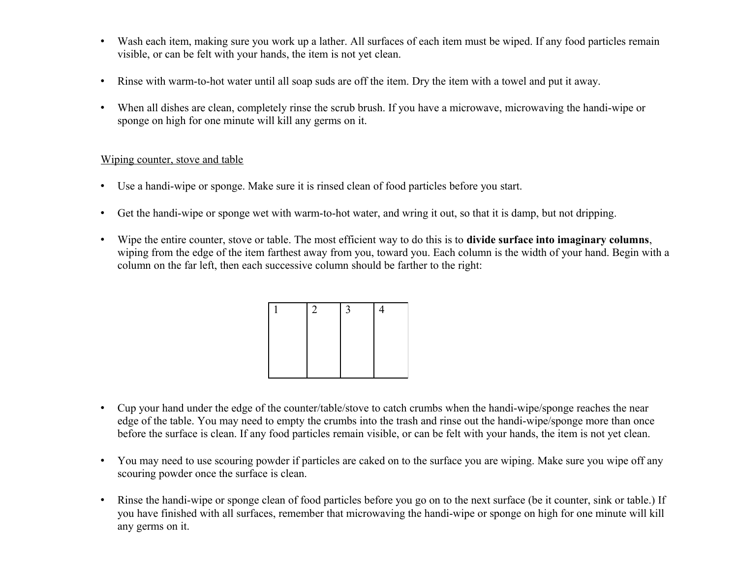- Wash each item, making sure you work up a lather. All surfaces of each item must be wiped. If any food particles remain visible, or can be felt with your hands, the item is not yet clean.

- Rinse with warm-to-hot water until all soap suds are off the item. Dry the item with a towel and put it away.

- When all dishes are clean, completely rinse the scrub brush. If you have a microwave, microwaving the handi-wipe or sponge on high for one minute will kill any germs on it.

<u>Wiping counter, stove and table</u>

- Use a handi-wipe or sponge. Make sure it is rinsed clean of food particles before you start.

- Get the handi-wipe or sponge wet with warm-to-hot water, and wring it out, so that it is damp, but not dripping.

- Wipe the entire counter, stove or table. The most efficient way to do this is to **divide surface into imaginary columns**, wiping from the edge of the item farthest away from you, toward you. Each column is the width of your hand. Begin with a column on the far left, then each successive column should be farther to the right:

| 1 | 2 | 3 | 4 |
|---|---|---|---|
| | | | |

- Cup your hand under the edge of the counter/table/stove to catch crumbs when the handi-wipe/sponge reaches the near edge of the table. You may need to empty the crumbs into the trash and rinse out the handi-wipe/sponge more than once before the surface is clean. If any food particles remain visible, or can be felt with your hands, the item is not yet clean.

- You may need to use scouring powder if particles are caked on to the surface you are wiping. Make sure you wipe off any scouring powder once the surface is clean.

- Rinse the handi-wipe or sponge clean of food particles before you go on to the next surface (be it counter, sink or table.) If you have finished with all surfaces, remember that microwaving the handi-wipe or sponge on high for one minute will kill any germs on it.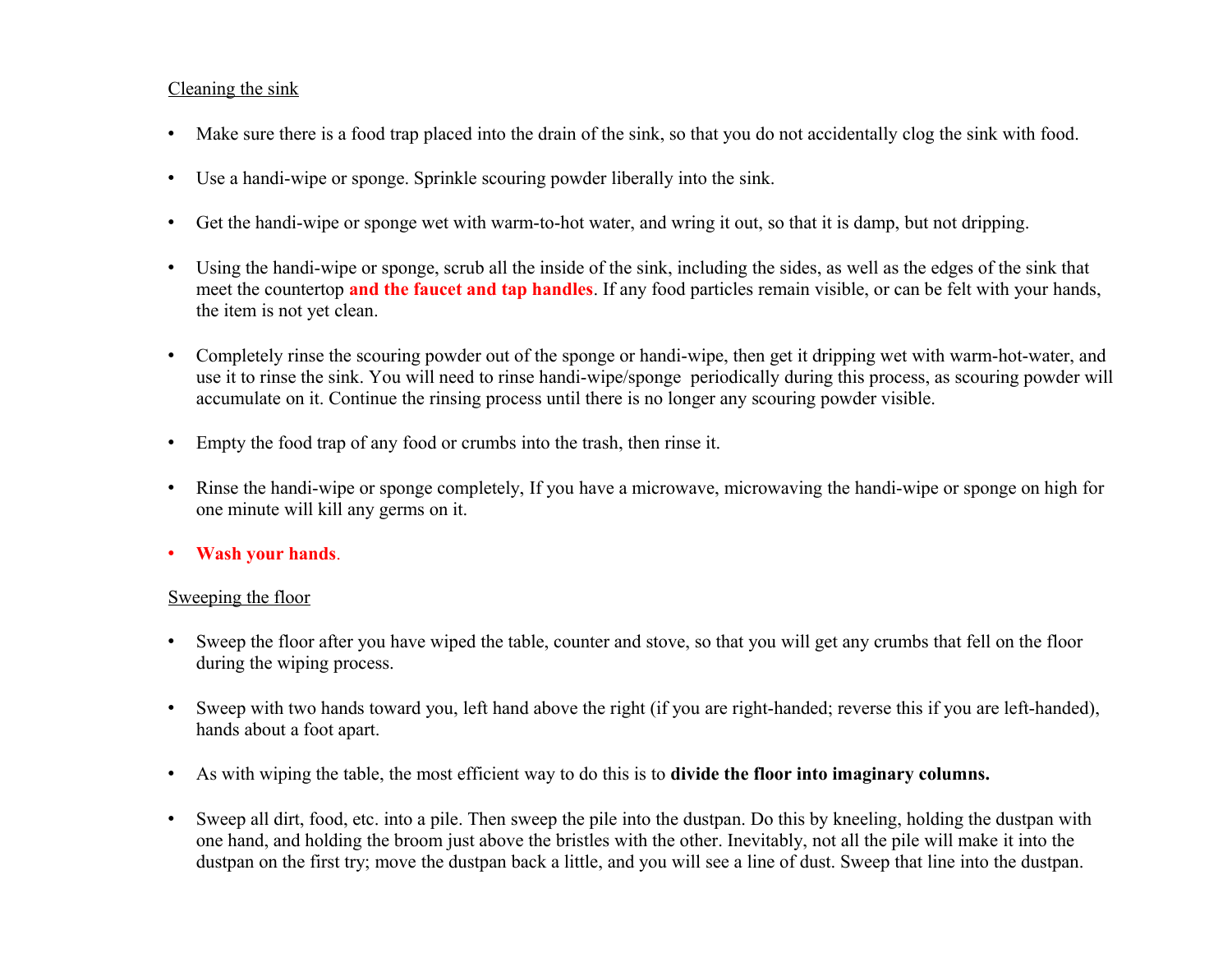Cleaning the sink

- Make sure there is a food trap placed into the drain of the sink, so that you do not accidentally clog the sink with food.
- Use a handi-wipe or sponge. Sprinkle scouring powder liberally into the sink.
- Get the handi-wipe or sponge wet with warm-to-hot water, and wring it out, so that it is damp, but not dripping.
- Using the handi-wipe or sponge, scrub all the inside of the sink, including the sides, as well as the edges of the sink that meet the countertop **and the faucet and tap handles**. If any food particles remain visible, or can be felt with your hands, the item is not yet clean.
- Completely rinse the scouring powder out of the sponge or handi-wipe, then get it dripping wet with warm-hot-water, and use it to rinse the sink. You will need to rinse handi-wipe/sponge periodically during this process, as scouring powder will accumulate on it. Continue the rinsing process until there is no longer any scouring powder visible.
- Empty the food trap of any food or crumbs into the trash, then rinse it.
- Rinse the handi-wipe or sponge completely, If you have a microwave, microwaving the handi-wipe or sponge on high for one minute will kill any germs on it.
- **Wash your hands**.

Sweeping the floor

- Sweep the floor after you have wiped the table, counter and stove, so that you will get any crumbs that fell on the floor during the wiping process.
- Sweep with two hands toward you, left hand above the right (if you are right-handed; reverse this if you are left-handed), hands about a foot apart.
- As with wiping the table, the most efficient way to do this is to **divide the floor into imaginary columns.**
- Sweep all dirt, food, etc. into a pile. Then sweep the pile into the dustpan. Do this by kneeling, holding the dustpan with one hand, and holding the broom just above the bristles with the other. Inevitably, not all the pile will make it into the dustpan on the first try; move the dustpan back a little, and you will see a line of dust. Sweep that line into the dustpan.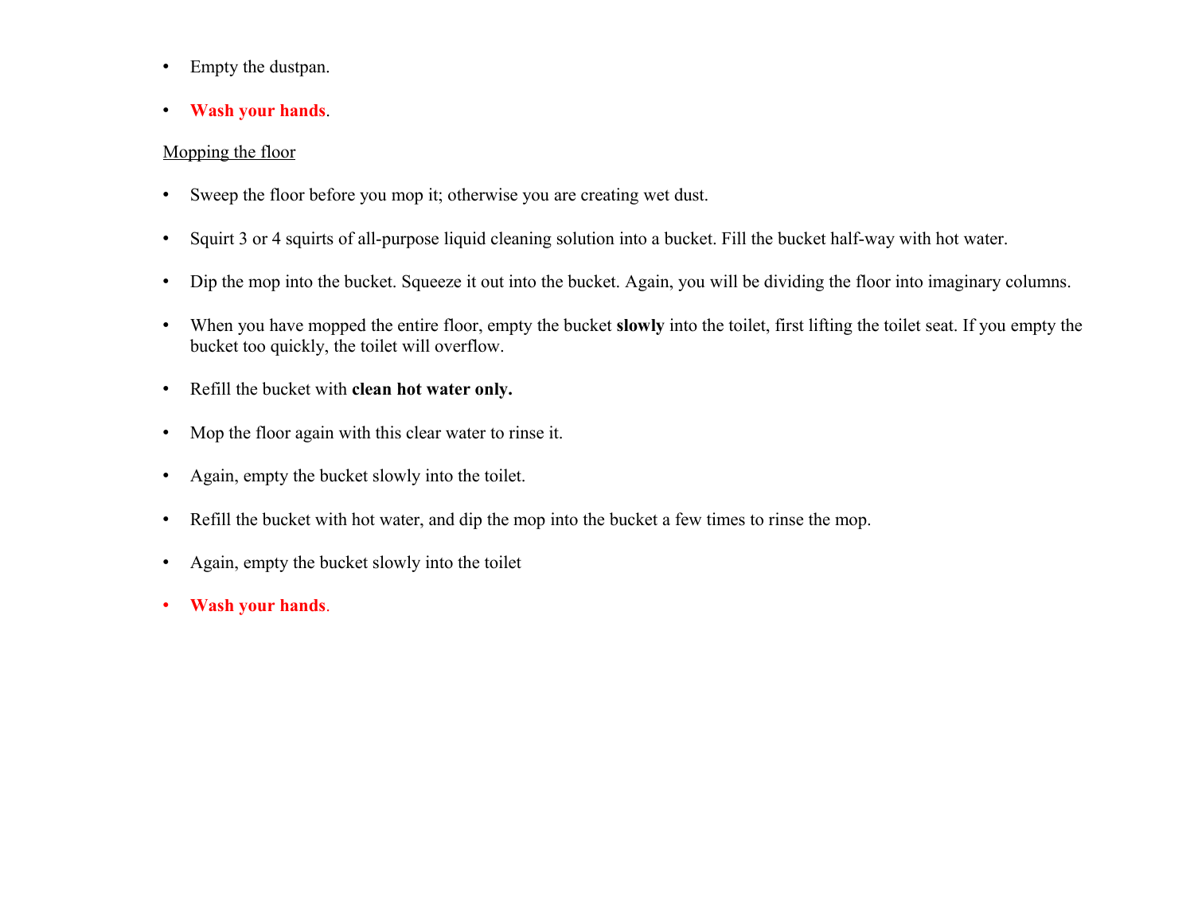- Empty the dustpan.
- **Wash your hands**.

Mopping the floor

- Sweep the floor before you mop it; otherwise you are creating wet dust.
- Squirt 3 or 4 squirts of all-purpose liquid cleaning solution into a bucket. Fill the bucket half-way with hot water.
- Dip the mop into the bucket. Squeeze it out into the bucket. Again, you will be dividing the floor into imaginary columns.
- When you have mopped the entire floor, empty the bucket **slowly** into the toilet, first lifting the toilet seat. If you empty the bucket too quickly, the toilet will overflow.
- Refill the bucket with **clean hot water only.**
- Mop the floor again with this clear water to rinse it.
- Again, empty the bucket slowly into the toilet.
- Refill the bucket with hot water, and dip the mop into the bucket a few times to rinse the mop.
- Again, empty the bucket slowly into the toilet
- **Wash your hands**.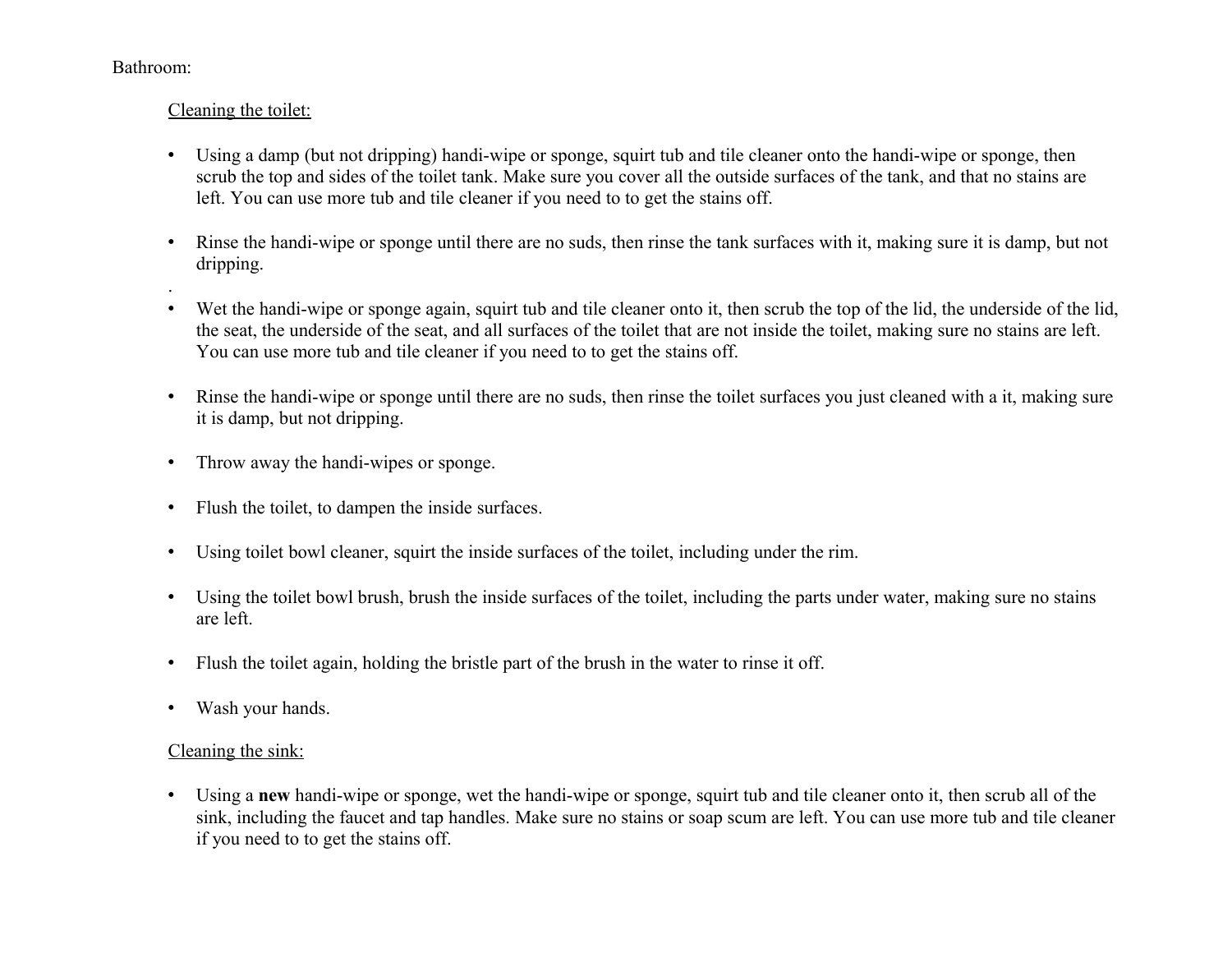Bathroom:

Cleaning the toilet:

- Using a damp (but not dripping) handi-wipe or sponge, squirt tub and tile cleaner onto the handi-wipe or sponge, then scrub the top and sides of the toilet tank. Make sure you cover all the outside surfaces of the tank, and that no stains are left. You can use more tub and tile cleaner if you need to to get the stains off.

- Rinse the handi-wipe or sponge until there are no suds, then rinse the tank surfaces with it, making sure it is damp, but not dripping.

.

- Wet the handi-wipe or sponge again, squirt tub and tile cleaner onto it, then scrub the top of the lid, the underside of the lid, the seat, the underside of the seat, and all surfaces of the toilet that are not inside the toilet, making sure no stains are left. You can use more tub and tile cleaner if you need to to get the stains off.

- Rinse the handi-wipe or sponge until there are no suds, then rinse the toilet surfaces you just cleaned with a it, making sure it is damp, but not dripping.

- Throw away the handi-wipes or sponge.

- Flush the toilet, to dampen the inside surfaces.

- Using toilet bowl cleaner, squirt the inside surfaces of the toilet, including under the rim.

- Using the toilet bowl brush, brush the inside surfaces of the toilet, including the parts under water, making sure no stains are left.

- Flush the toilet again, holding the bristle part of the brush in the water to rinse it off.

- Wash your hands.

Cleaning the sink:

- Using a **new** handi-wipe or sponge, wet the handi-wipe or sponge, squirt tub and tile cleaner onto it, then scrub all of the sink, including the faucet and tap handles. Make sure no stains or soap scum are left. You can use more tub and tile cleaner if you need to to get the stains off.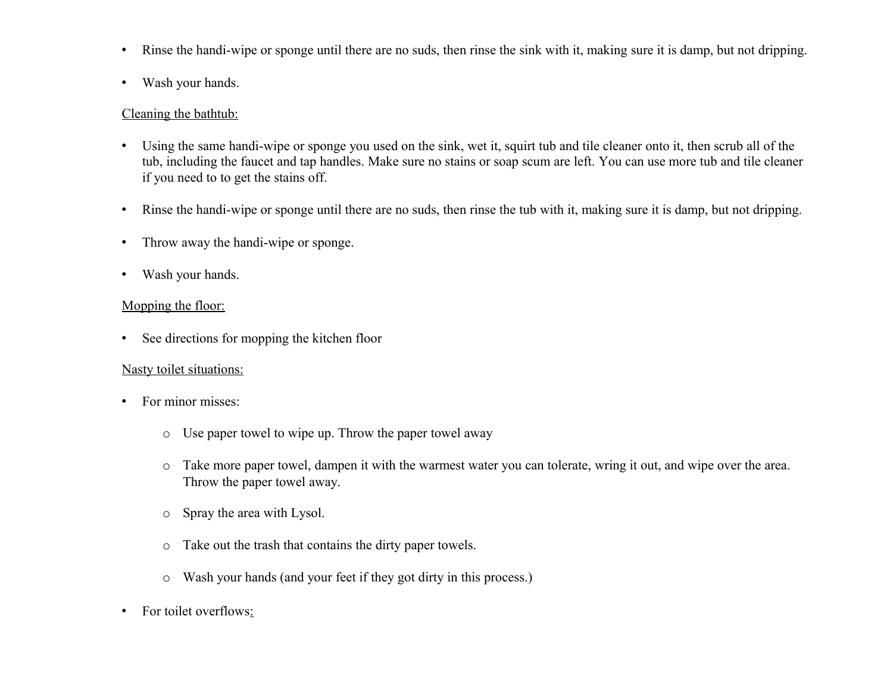- Rinse the handi-wipe or sponge until there are no suds, then rinse the sink with it, making sure it is damp, but not dripping.
- Wash your hands.

<u>Cleaning the bathtub:</u>

- Using the same handi-wipe or sponge you used on the sink, wet it, squirt tub and tile cleaner onto it, then scrub all of the tub, including the faucet and tap handles. Make sure no stains or soap scum are left. You can use more tub and tile cleaner if you need to to get the stains off.
- Rinse the handi-wipe or sponge until there are no suds, then rinse the tub with it, making sure it is damp, but not dripping.
- Throw away the handi-wipe or sponge.
- Wash your hands.

<u>Mopping the floor:</u>

- See directions for mopping the kitchen floor

<u>Nasty toilet situations:</u>

- For minor misses:
    - Use paper towel to wipe up. Throw the paper towel away
    - Take more paper towel, dampen it with the warmest water you can tolerate, wring it out, and wipe over the area. Throw the paper towel away.
    - Spray the area with Lysol.
    - Take out the trash that contains the dirty paper towels.
    - Wash your hands (and your feet if they got dirty in this process.)
- For toilet overflows: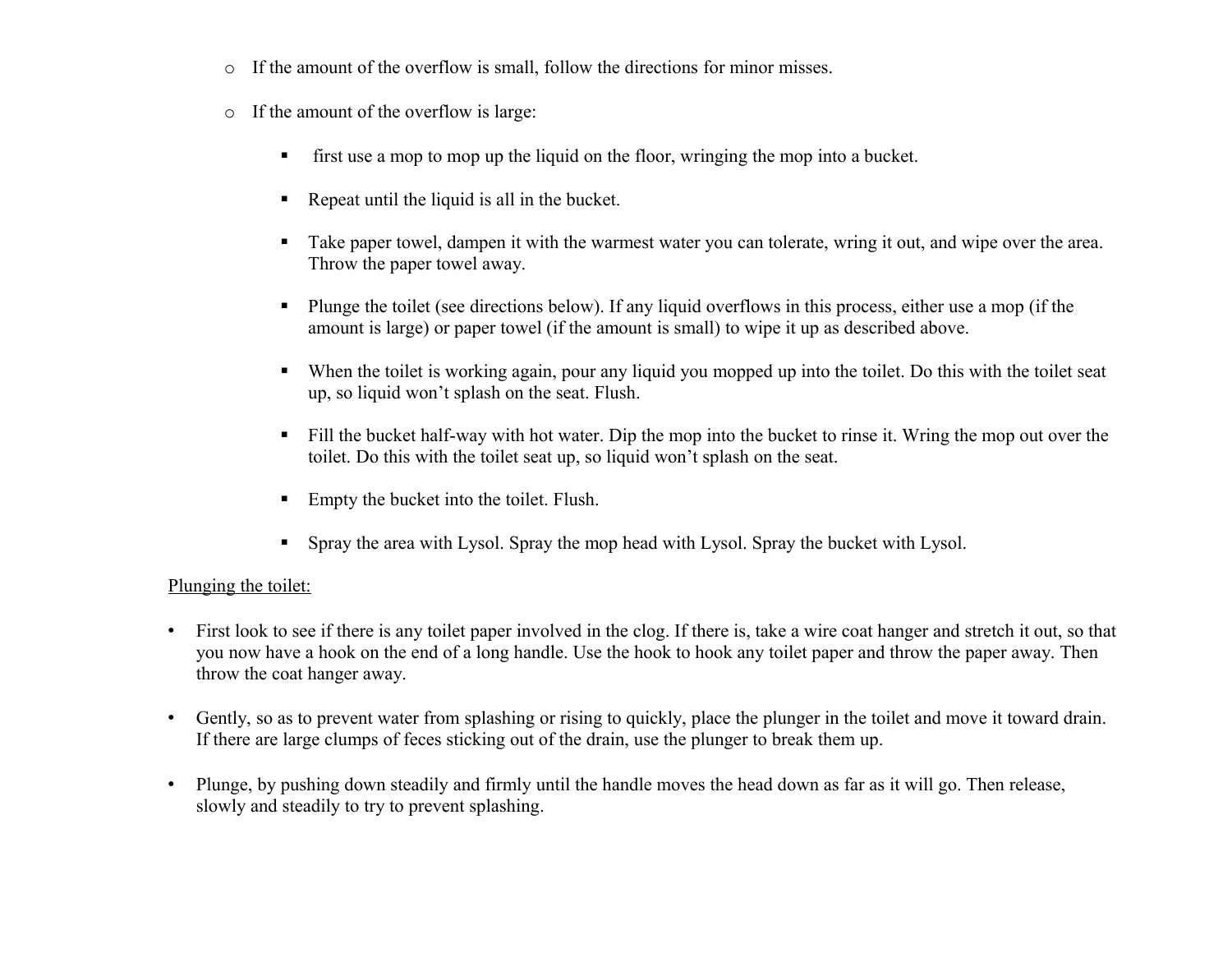- If the amount of the overflow is small, follow the directions for minor misses.
- If the amount of the overflow is large:
    - first use a mop to mop up the liquid on the floor, wringing the mop into a bucket.
    - Repeat until the liquid is all in the bucket.
    - Take paper towel, dampen it with the warmest water you can tolerate, wring it out, and wipe over the area. Throw the paper towel away.
    - Plunge the toilet (see directions below). If any liquid overflows in this process, either use a mop (if the amount is large) or paper towel (if the amount is small) to wipe it up as described above.
    - When the toilet is working again, pour any liquid you mopped up into the toilet. Do this with the toilet seat up, so liquid won't splash on the seat. Flush.
    - Fill the bucket half-way with hot water. Dip the mop into the bucket to rinse it. Wring the mop out over the toilet. Do this with the toilet seat up, so liquid won't splash on the seat.
    - Empty the bucket into the toilet. Flush.
    - Spray the area with Lysol. Spray the mop head with Lysol. Spray the bucket with Lysol.

<u>Plunging the toilet:</u>

- First look to see if there is any toilet paper involved in the clog. If there is, take a wire coat hanger and stretch it out, so that you now have a hook on the end of a long handle. Use the hook to hook any toilet paper and throw the paper away. Then throw the coat hanger away.
- Gently, so as to prevent water from splashing or rising to quickly, place the plunger in the toilet and move it toward drain. If there are large clumps of feces sticking out of the drain, use the plunger to break them up.
- Plunge, by pushing down steadily and firmly until the handle moves the head down as far as it will go. Then release, slowly and steadily to try to prevent splashing.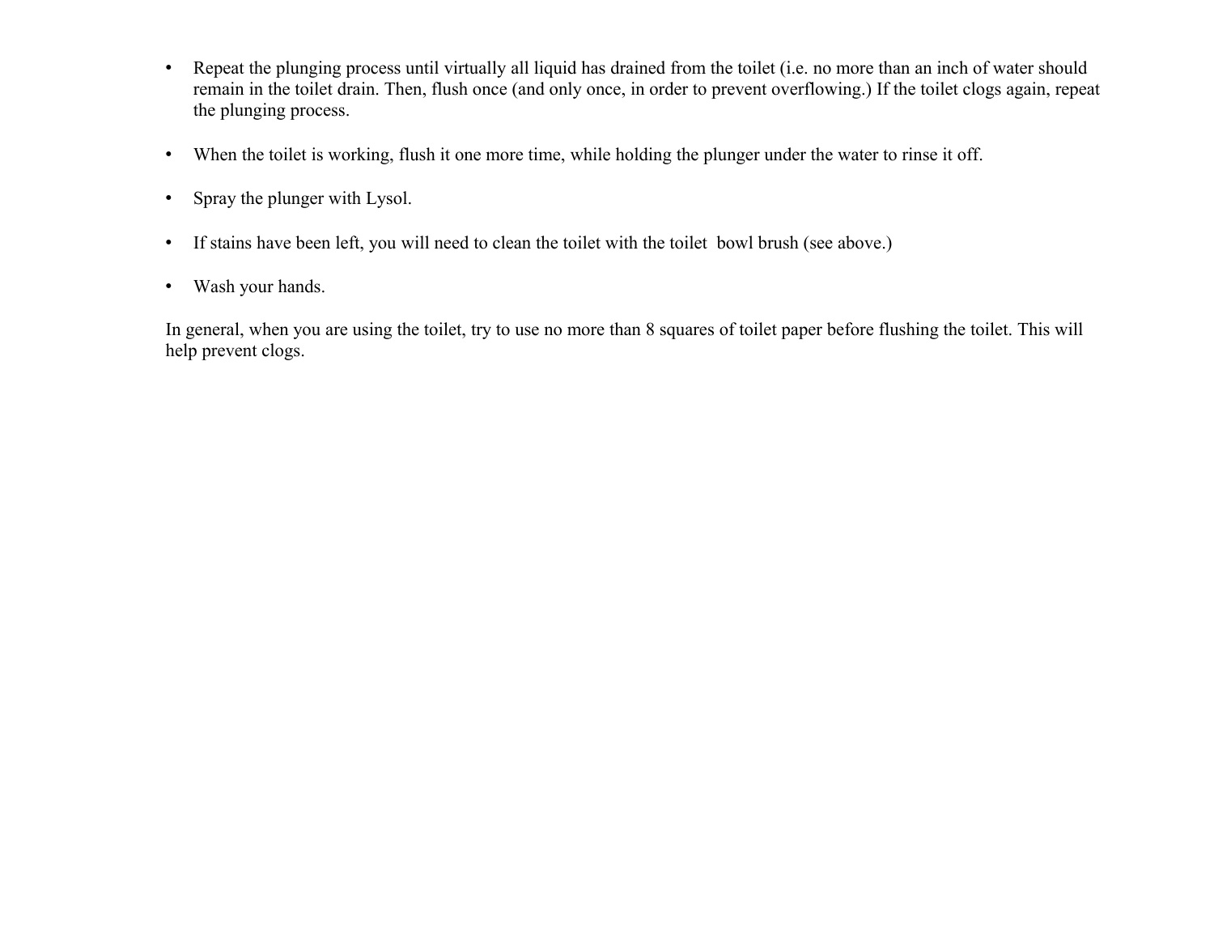- Repeat the plunging process until virtually all liquid has drained from the toilet (i.e. no more than an inch of water should remain in the toilet drain. Then, flush once (and only once, in order to prevent overflowing.) If the toilet clogs again, repeat the plunging process.

- When the toilet is working, flush it one more time, while holding the plunger under the water to rinse it off.

- Spray the plunger with Lysol.

- If stains have been left, you will need to clean the toilet with the toilet  bowl brush (see above.)

- Wash your hands.

In general, when you are using the toilet, try to use no more than 8 squares of toilet paper before flushing the toilet. This will help prevent clogs.